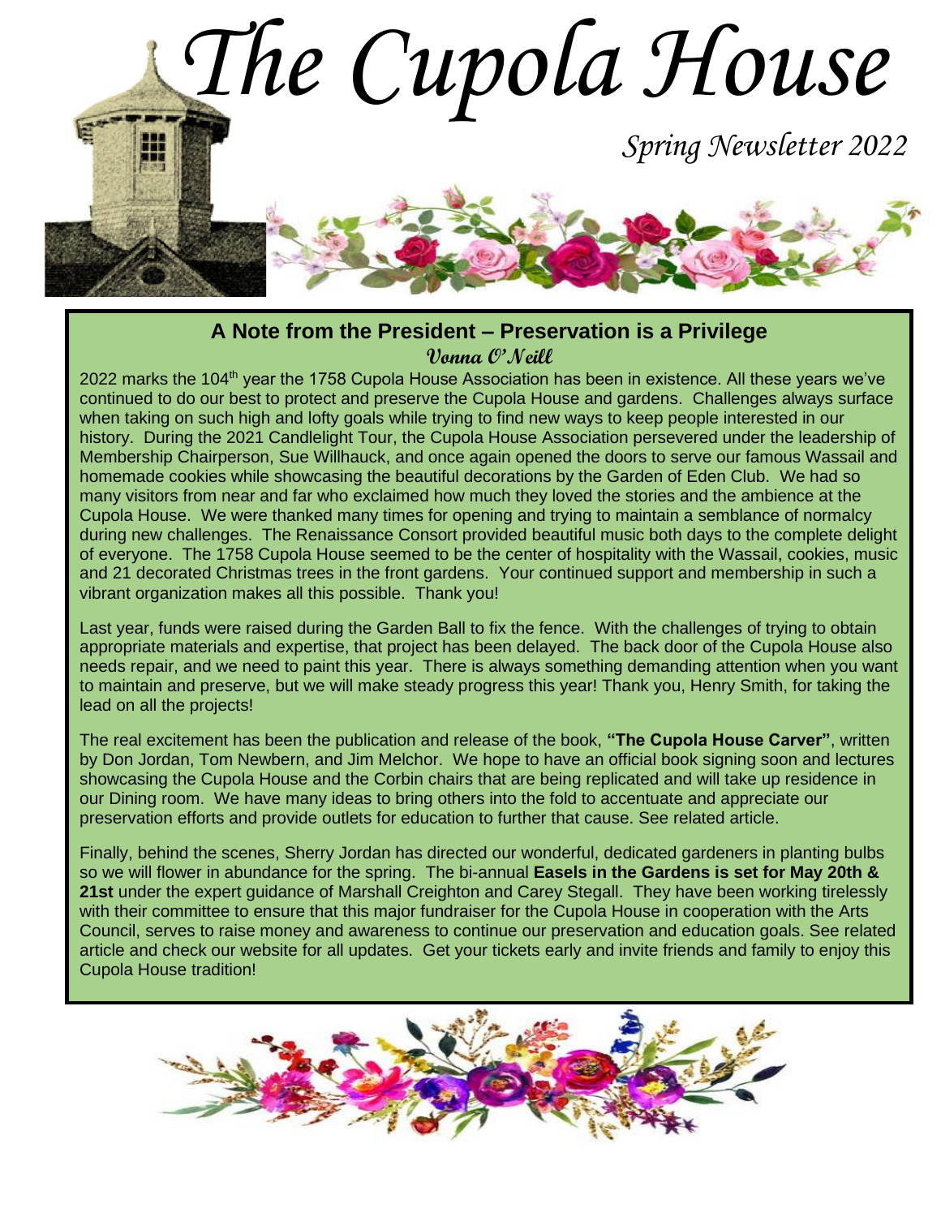# The Cupola House

*Spring Newsletter 2022*

## A Note from the President – Preservation is a Privilege

*Vonna O'Neill*

2022 marks the 104th year the 1758 Cupola House Association has been in existence. All these years we've continued to do our best to protect and preserve the Cupola House and gardens. Challenges always surface when taking on such high and lofty goals while trying to find new ways to keep people interested in our history. During the 2021 Candlelight Tour, the Cupola House Association persevered under the leadership of Membership Chairperson, Sue Willhauck, and once again opened the doors to serve our famous Wassail and homemade cookies while showcasing the beautiful decorations by the Garden of Eden Club. We had so many visitors from near and far who exclaimed how much they loved the stories and the ambience at the Cupola House. We were thanked many times for opening and trying to maintain a semblance of normalcy during new challenges. The Renaissance Consort provided beautiful music both days to the complete delight of everyone. The 1758 Cupola House seemed to be the center of hospitality with the Wassail, cookies, music and 21 decorated Christmas trees in the front gardens. Your continued support and membership in such a vibrant organization makes all this possible. Thank you!

Last year, funds were raised during the Garden Ball to fix the fence. With the challenges of trying to obtain appropriate materials and expertise, that project has been delayed. The back door of the Cupola House also needs repair, and we need to paint this year. There is always something demanding attention when you want to maintain and preserve, but we will make steady progress this year! Thank you, Henry Smith, for taking the lead on all the projects!

The real excitement has been the publication and release of the book, **"The Cupola House Carver"**, written by Don Jordan, Tom Newbern, and Jim Melchor. We hope to have an official book signing soon and lectures showcasing the Cupola House and the Corbin chairs that are being replicated and will take up residence in our Dining room. We have many ideas to bring others into the fold to accentuate and appreciate our preservation efforts and provide outlets for education to further that cause. See related article.

Finally, behind the scenes, Sherry Jordan has directed our wonderful, dedicated gardeners in planting bulbs so we will flower in abundance for the spring. The bi-annual **Easels in the Gardens is set for May 20th & 21st** under the expert guidance of Marshall Creighton and Carey Stegall. They have been working tirelessly with their committee to ensure that this major fundraiser for the Cupola House in cooperation with the Arts Council, serves to raise money and awareness to continue our preservation and education goals. See related article and check our website for all updates. Get your tickets early and invite friends and family to enjoy this Cupola House tradition!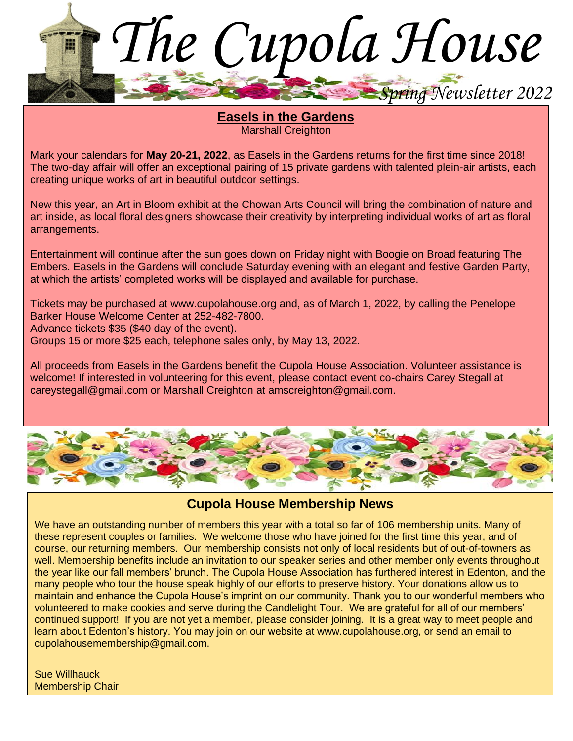# The Cupola House

*Spring Newsletter 2022*

## Easels in the Gardens

Marshall Creighton

Mark your calendars for **May 20-21, 2022**, as Easels in the Gardens returns for the first time since 2018! The two-day affair will offer an exceptional pairing of 15 private gardens with talented plein-air artists, each creating unique works of art in beautiful outdoor settings.

New this year, an Art in Bloom exhibit at the Chowan Arts Council will bring the combination of nature and art inside, as local floral designers showcase their creativity by interpreting individual works of art as floral arrangements.

Entertainment will continue after the sun goes down on Friday night with Boogie on Broad featuring The Embers. Easels in the Gardens will conclude Saturday evening with an elegant and festive Garden Party, at which the artists' completed works will be displayed and available for purchase.

Tickets may be purchased at www.cupolahouse.org and, as of March 1, 2022, by calling the Penelope Barker House Welcome Center at 252-482-7800.
Advance tickets $35 ($40 day of the event).
Groups 15 or more $25 each, telephone sales only, by May 13, 2022.

All proceeds from Easels in the Gardens benefit the Cupola House Association. Volunteer assistance is welcome! If interested in volunteering for this event, please contact event co-chairs Carey Stegall at careystegall@gmail.com or Marshall Creighton at amscreighton@gmail.com.

## Cupola House Membership News

We have an outstanding number of members this year with a total so far of 106 membership units. Many of these represent couples or families. We welcome those who have joined for the first time this year, and of course, our returning members. Our membership consists not only of local residents but of out-of-towners as well. Membership benefits include an invitation to our speaker series and other member only events throughout the year like our fall members' brunch. The Cupola House Association has furthered interest in Edenton, and the many people who tour the house speak highly of our efforts to preserve history. Your donations allow us to maintain and enhance the Cupola House's imprint on our community. Thank you to our wonderful members who volunteered to make cookies and serve during the Candlelight Tour. We are grateful for all of our members' continued support! If you are not yet a member, please consider joining. It is a great way to meet people and learn about Edenton's history. You may join on our website at www.cupolahouse.org, or send an email to cupolahousemembership@gmail.com.

Sue Willhauck
Membership Chair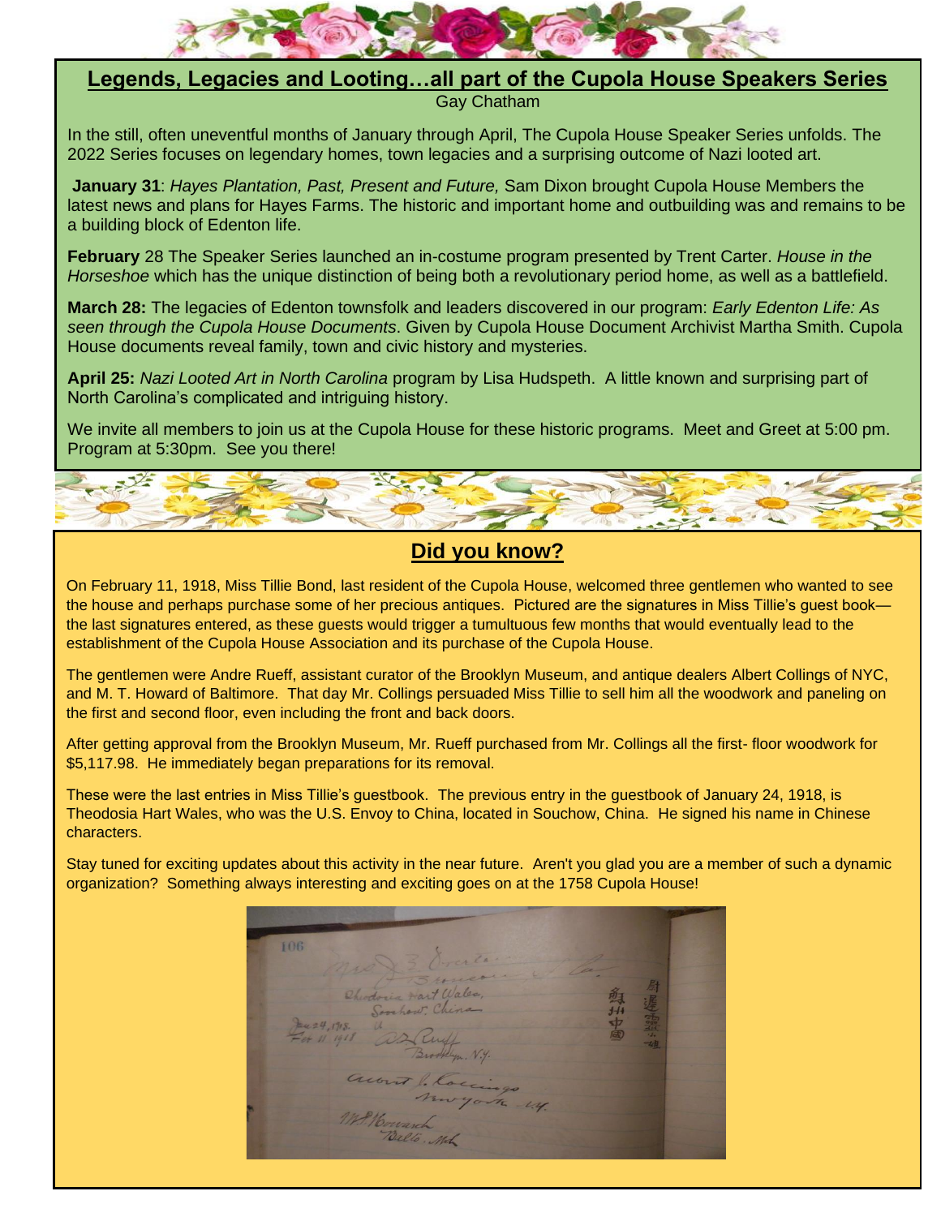## Legends, Legacies and Looting…all part of the Cupola House Speakers Series

Gay Chatham

In the still, often uneventful months of January through April, The Cupola House Speaker Series unfolds. The 2022 Series focuses on legendary homes, town legacies and a surprising outcome of Nazi looted art.

**January 31**: *Hayes Plantation, Past, Present and Future,* Sam Dixon brought Cupola House Members the latest news and plans for Hayes Farms. The historic and important home and outbuilding was and remains to be a building block of Edenton life.

**February** 28 The Speaker Series launched an in-costume program presented by Trent Carter. *House in the Horseshoe* which has the unique distinction of being both a revolutionary period home, as well as a battlefield.

**March 28:** The legacies of Edenton townsfolk and leaders discovered in our program: *Early Edenton Life: As seen through the Cupola House Documents*. Given by Cupola House Document Archivist Martha Smith. Cupola House documents reveal family, town and civic history and mysteries.

**April 25:** *Nazi Looted Art in North Carolina* program by Lisa Hudspeth. A little known and surprising part of North Carolina's complicated and intriguing history.

We invite all members to join us at the Cupola House for these historic programs. Meet and Greet at 5:00 pm. Program at 5:30pm. See you there!

## Did you know?

On February 11, 1918, Miss Tillie Bond, last resident of the Cupola House, welcomed three gentlemen who wanted to see the house and perhaps purchase some of her precious antiques. Pictured are the signatures in Miss Tillie's guest book—the last signatures entered, as these guests would trigger a tumultuous few months that would eventually lead to the establishment of the Cupola House Association and its purchase of the Cupola House.

The gentlemen were Andre Rueff, assistant curator of the Brooklyn Museum, and antique dealers Albert Collings of NYC, and M. T. Howard of Baltimore. That day Mr. Collings persuaded Miss Tillie to sell him all the woodwork and paneling on the first and second floor, even including the front and back doors.

After getting approval from the Brooklyn Museum, Mr. Rueff purchased from Mr. Collings all the first- floor woodwork for $5,117.98. He immediately began preparations for its removal.

These were the last entries in Miss Tillie's guestbook. The previous entry in the guestbook of January 24, 1918, is Theodosia Hart Wales, who was the U.S. Envoy to China, located in Souchow, China. He signed his name in Chinese characters.

Stay tuned for exciting updates about this activity in the near future. Aren't you glad you are a member of such a dynamic organization? Something always interesting and exciting goes on at the 1758 Cupola House!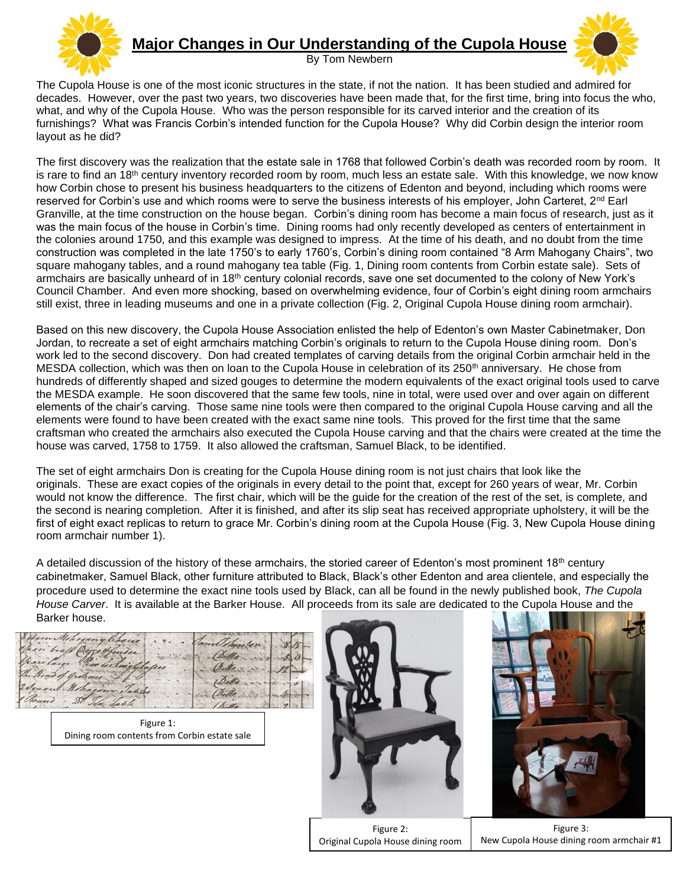# Major Changes in Our Understanding of the Cupola House

By Tom Newbern

The Cupola House is one of the most iconic structures in the state, if not the nation. It has been studied and admired for decades. However, over the past two years, two discoveries have been made that, for the first time, bring into focus the who, what, and why of the Cupola House. Who was the person responsible for its carved interior and the creation of its furnishings? What was Francis Corbin's intended function for the Cupola House? Why did Corbin design the interior room layout as he did?

The first discovery was the realization that the estate sale in 1768 that followed Corbin's death was recorded room by room. It is rare to find an 18th century inventory recorded room by room, much less an estate sale. With this knowledge, we now know how Corbin chose to present his business headquarters to the citizens of Edenton and beyond, including which rooms were reserved for Corbin's use and which rooms were to serve the business interests of his employer, John Carteret, 2nd Earl Granville, at the time construction on the house began. Corbin's dining room has become a main focus of research, just as it was the main focus of the house in Corbin's time. Dining rooms had only recently developed as centers of entertainment in the colonies around 1750, and this example was designed to impress. At the time of his death, and no doubt from the time construction was completed in the late 1750's to early 1760's, Corbin's dining room contained "8 Arm Mahogany Chairs", two square mahogany tables, and a round mahogany tea table (Fig. 1, Dining room contents from Corbin estate sale). Sets of armchairs are basically unheard of in 18th century colonial records, save one set documented to the colony of New York's Council Chamber. And even more shocking, based on overwhelming evidence, four of Corbin's eight dining room armchairs still exist, three in leading museums and one in a private collection (Fig. 2, Original Cupola House dining room armchair).

Based on this new discovery, the Cupola House Association enlisted the help of Edenton's own Master Cabinetmaker, Don Jordan, to recreate a set of eight armchairs matching Corbin's originals to return to the Cupola House dining room. Don's work led to the second discovery. Don had created templates of carving details from the original Corbin armchair held in the MESDA collection, which was then on loan to the Cupola House in celebration of its 250th anniversary. He chose from hundreds of differently shaped and sized gouges to determine the modern equivalents of the exact original tools used to carve the MESDA example. He soon discovered that the same few tools, nine in total, were used over and over again on different elements of the chair's carving. Those same nine tools were then compared to the original Cupola House carving and all the elements were found to have been created with the exact same nine tools. This proved for the first time that the same craftsman who created the armchairs also executed the Cupola House carving and that the chairs were created at the time the house was carved, 1758 to 1759. It also allowed the craftsman, Samuel Black, to be identified.

The set of eight armchairs Don is creating for the Cupola House dining room is not just chairs that look like the originals. These are exact copies of the originals in every detail to the point that, except for 260 years of wear, Mr. Corbin would not know the difference. The first chair, which will be the guide for the creation of the rest of the set, is complete, and the second is nearing completion. After it is finished, and after its slip seat has received appropriate upholstery, it will be the first of eight exact replicas to return to grace Mr. Corbin's dining room at the Cupola House (Fig. 3, New Cupola House dining room armchair number 1).

A detailed discussion of the history of these armchairs, the storied career of Edenton's most prominent 18th century cabinetmaker, Samuel Black, other furniture attributed to Black, Black's other Edenton and area clientele, and especially the procedure used to determine the exact nine tools used by Black, can all be found in the newly published book, *The Cupola House Carver*. It is available at the Barker House. All proceeds from its sale are dedicated to the Cupola House and the Barker house.

Figure 1: Dining room contents from Corbin estate sale

Figure 2: Original Cupola House dining room

Figure 3: New Cupola House dining room armchair #1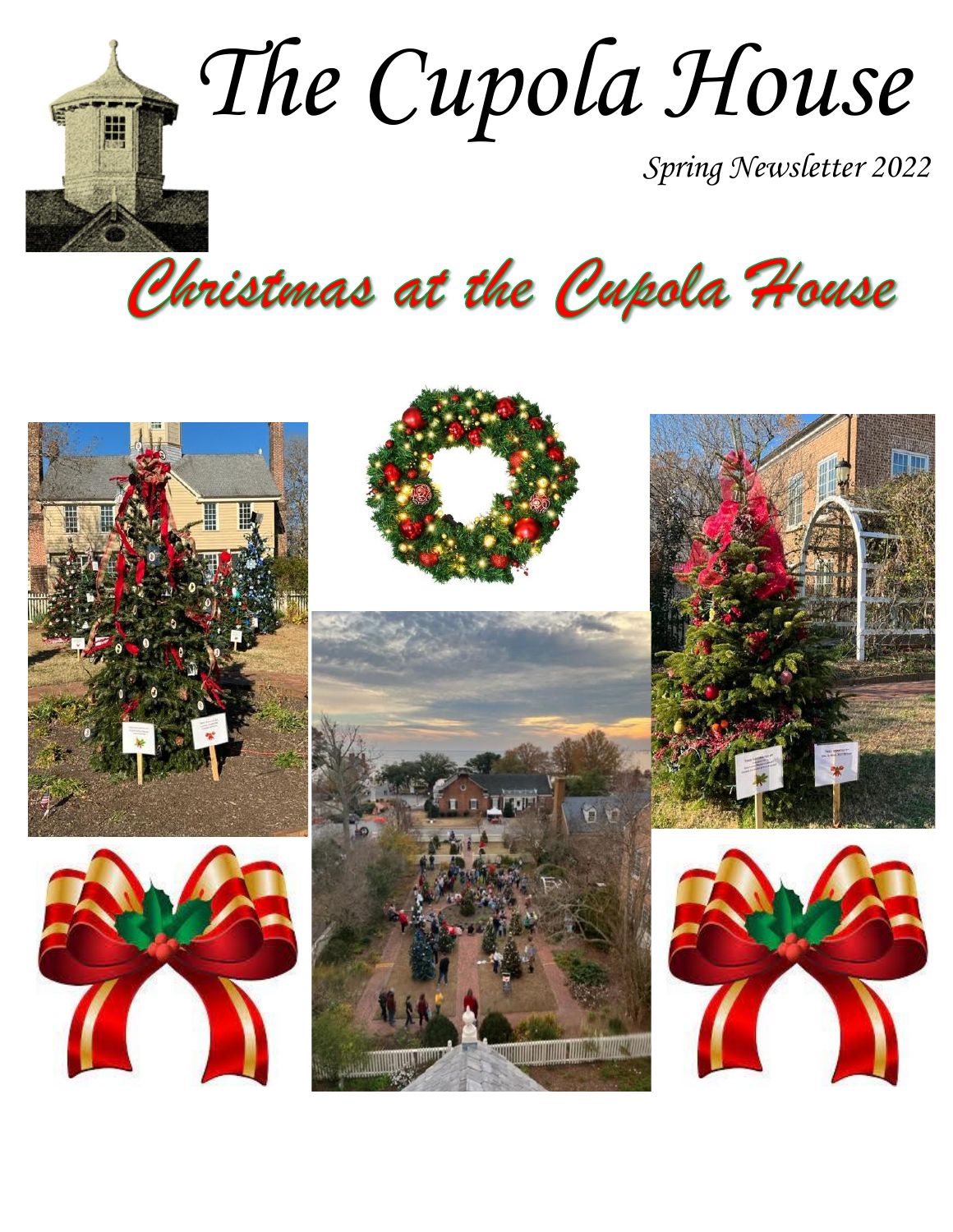# The Cupola House

*Spring Newsletter 2022*

## Christmas at the Cupola House